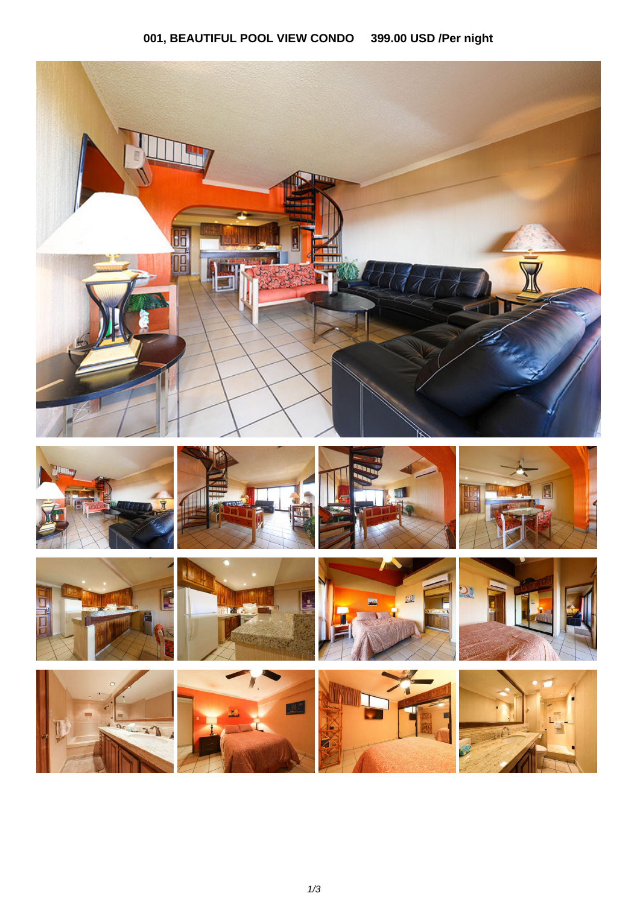# 001, BEAUTIFUL POOL VIEW CONDO 399.00 USD /Per night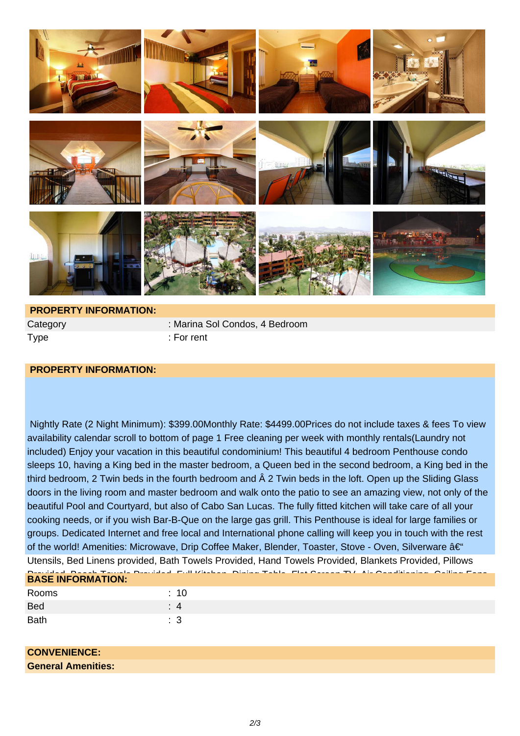## PROPERTY INFORMATION:

| | |
|---|---|
| Category | : Marina Sol Condos, 4 Bedroom |
| Type | : For rent |

## PROPERTY INFORMATION:

Nightly Rate (2 Night Minimum): $399.00Monthly Rate: $4499.00Prices do not include taxes & fees To view availability calendar scroll to bottom of page 1 Free cleaning per week with monthly rentals(Laundry not included) Enjoy your vacation in this beautiful condominium! This beautiful 4 bedroom Penthouse condo sleeps 10, having a King bed in the master bedroom, a Queen bed in the second bedroom, a King bed in the third bedroom, 2 Twin beds in the fourth bedroom and Â 2 Twin beds in the loft. Open up the Sliding Glass doors in the living room and master bedroom and walk onto the patio to see an amazing view, not only of the beautiful Pool and Courtyard, but also of Cabo San Lucas. The fully fitted kitchen will take care of all your cooking needs, or if you wish Bar-B-Que on the large gas grill. This Penthouse is ideal for large families or groups. Dedicated Internet and free local and International phone calling will keep you in touch with the rest of the world! Amenities: Microwave, Drip Coffee Maker, Blender, Toaster, Stove - Oven, Silverware â€" Utensils, Bed Linens provided, Bath Towels Provided, Hand Towels Provided, Blankets Provided, Pillows Provided, Beach Towels Provided, Full Kitchen, Dining Table, Flat Screen TV, Air Conditioning, Ceiling Fans

## BASE INFORMATION:

| | |
|---|---|
| Rooms | : 10 |
| Bed | : 4 |
| Bath | : 3 |

## CONVENIENCE:

**General Amenities:**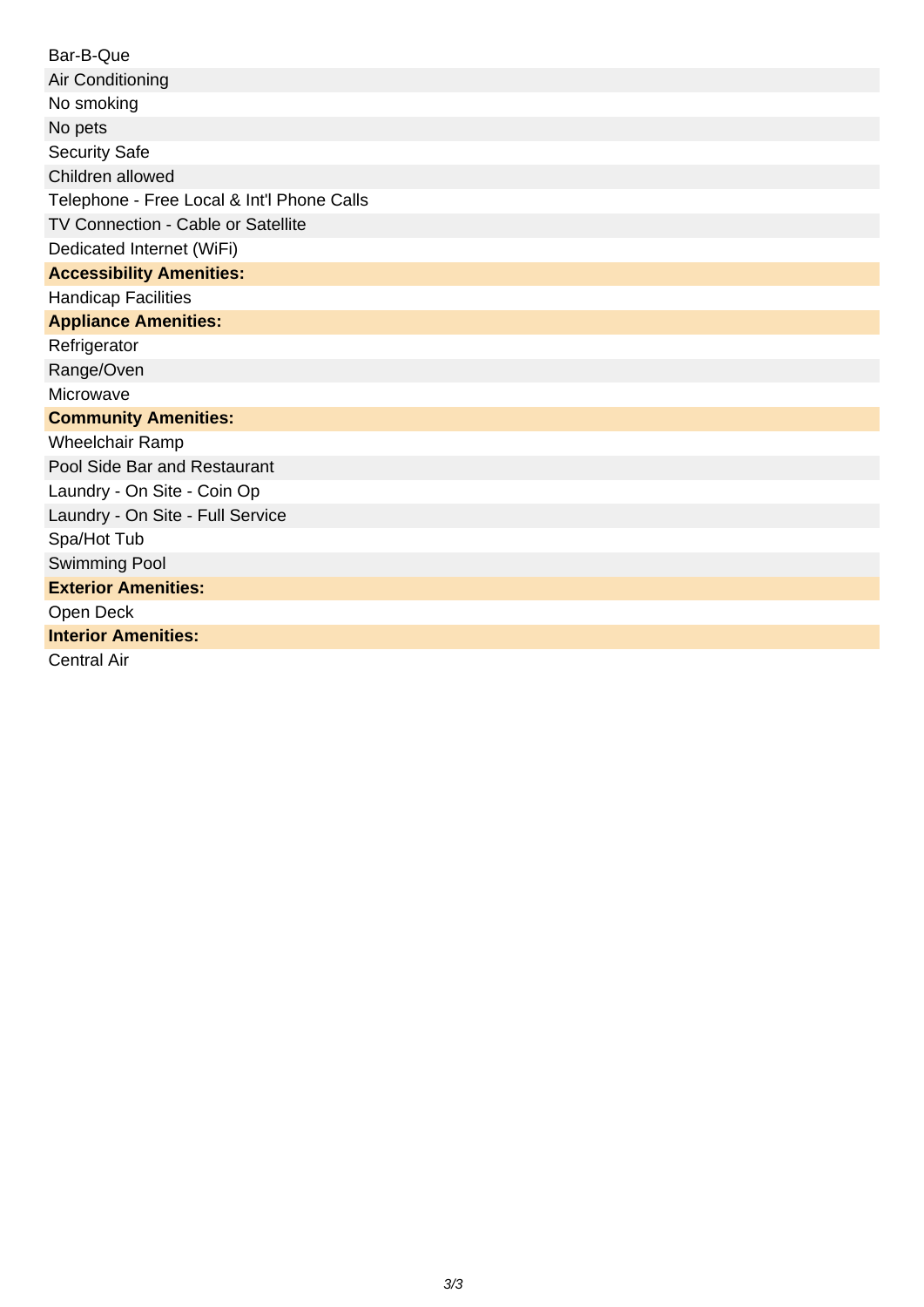Bar-B-Que

Air Conditioning

No smoking

No pets

Security Safe

Children allowed

Telephone - Free Local & Int'l Phone Calls

TV Connection - Cable or Satellite

Dedicated Internet (WiFi)

**Accessibility Amenities:**

Handicap Facilities

**Appliance Amenities:**

Refrigerator

Range/Oven

Microwave

**Community Amenities:**

Wheelchair Ramp

Pool Side Bar and Restaurant

Laundry - On Site - Coin Op

Laundry - On Site - Full Service

Spa/Hot Tub

Swimming Pool

**Exterior Amenities:**

Open Deck

**Interior Amenities:**

Central Air